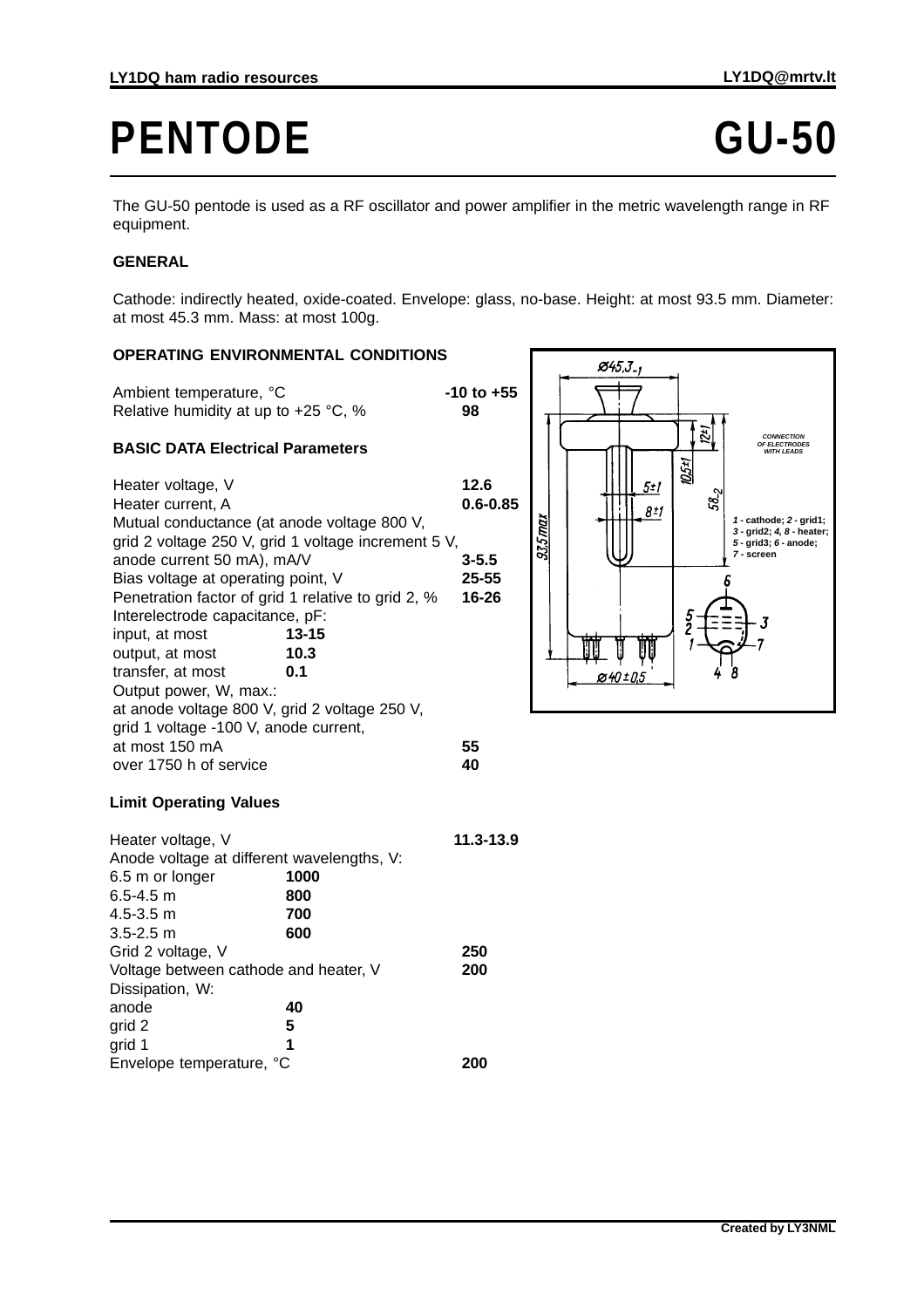# PENTODE GU-50

The GU-50 pentode is used as a RF oscillator and power amplifier in the metric wavelength range in RF equipment.

## GENERAL

Cathode: indirectly heated, oxide-coated. Envelope: glass, no-base. Height: at most 93.5 mm. Diameter: at most 45.3 mm. Mass: at most 100g.

## OPERATING ENVIRONMENTAL CONDITIONS

| | |
|---|---|
| Ambient temperature, °C | **-10 to +55** |
| Relative humidity at up to +25 °C, % | **98** |

## BASIC DATA Electrical Parameters

| | | |
|---|---|---|
| Heater voltage, V | | **12.6** |
| Heater current, A | | **0.6-0.85** |
| Mutual conductance (at anode voltage 800 V, grid 2 voltage 250 V, grid 1 voltage increment 5 V, anode current 50 mA), mA/V | | **3-5.5** |
| Bias voltage at operating point, V | | **25-55** |
| Penetration factor of grid 1 relative to grid 2, % | | **16-26** |
| Interelectrode capacitance, pF: | | |
| input, at most | **13-15** | |
| output, at most | **10.3** | |
| transfer, at most | **0.1** | |
| Output power, W, max.: at anode voltage 800 V, grid 2 voltage 250 V, grid 1 voltage -100 V, anode current, at most 150 mA | | **55** |
| over 1750 h of service | | **40** |

CONNECTION OF ELECTRODES WITH LEADS

**1** - cathode; **2** - grid1; **3** - grid2; **4, 8** - heater; **5** - grid3; **6** - anode; **7** - screen

## Limit Operating Values

| | | |
|---|---|---|
| Heater voltage, V | | **11.3-13.9** |
| Anode voltage at different wavelengths, V: | | |
| 6.5 m or longer | **1000** | |
| 6.5-4.5 m | **800** | |
| 4.5-3.5 m | **700** | |
| 3.5-2.5 m | **600** | |
| Grid 2 voltage, V | | **250** |
| Voltage between cathode and heater, V | | **200** |
| Dissipation, W: | | |
| anode | **40** | |
| grid 2 | **5** | |
| grid 1 | **1** | |
| Envelope temperature, °C | | **200** |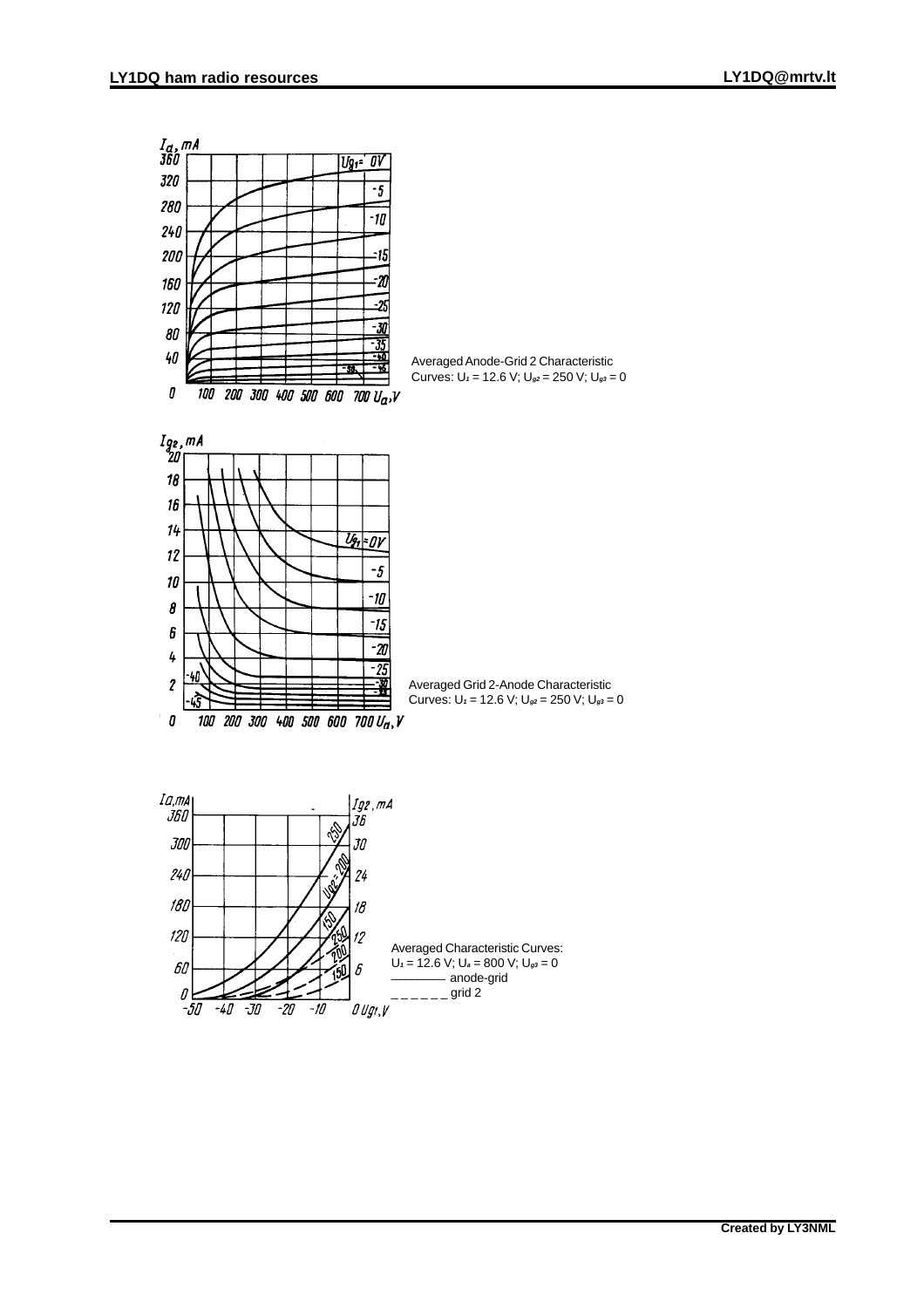$I_a$, mA

360

320

280

240

200

160

120

80

40

0

$U_{g1}$ = 0V

-5

-10

-15

-20

-25

-30

-35

-40

-45

-50

100 200 300 400 500 600 700 $U_a$,V

Averaged Anode-Grid 2 Characteristic Curves: $U_1$ = 12.6 V; $U_{g2}$ = 250 V; $U_{g3}$ = 0

$I_{g2}$, mA

20

18

16

14

12

10

8

6

4

2

0

$U_{g1}$ = 0V

-5

-10

-15

-20

-25

-30

-35

-40

-45

100 200 300 400 500 600 700 $U_a$,V

Averaged Grid 2-Anode Characteristic Curves: $U_1$ = 12.6 V; $U_{g2}$ = 250 V; $U_{g3}$ = 0

$I_a$,mA

360

300

240

180

120

60

0

$I_{g2}$, mA

36

30

24

18

12

6

$U_{g2}$ = 200

250

150

250

200

150

-50 -40 -30 -20 -10 0 $U_{g1}$,V

Averaged Characteristic Curves: $U_1$ = 12.6 V; $U_a$ = 800 V; $U_{g3}$ = 0

———— anode-grid

_ _ _ _ _ _ grid 2